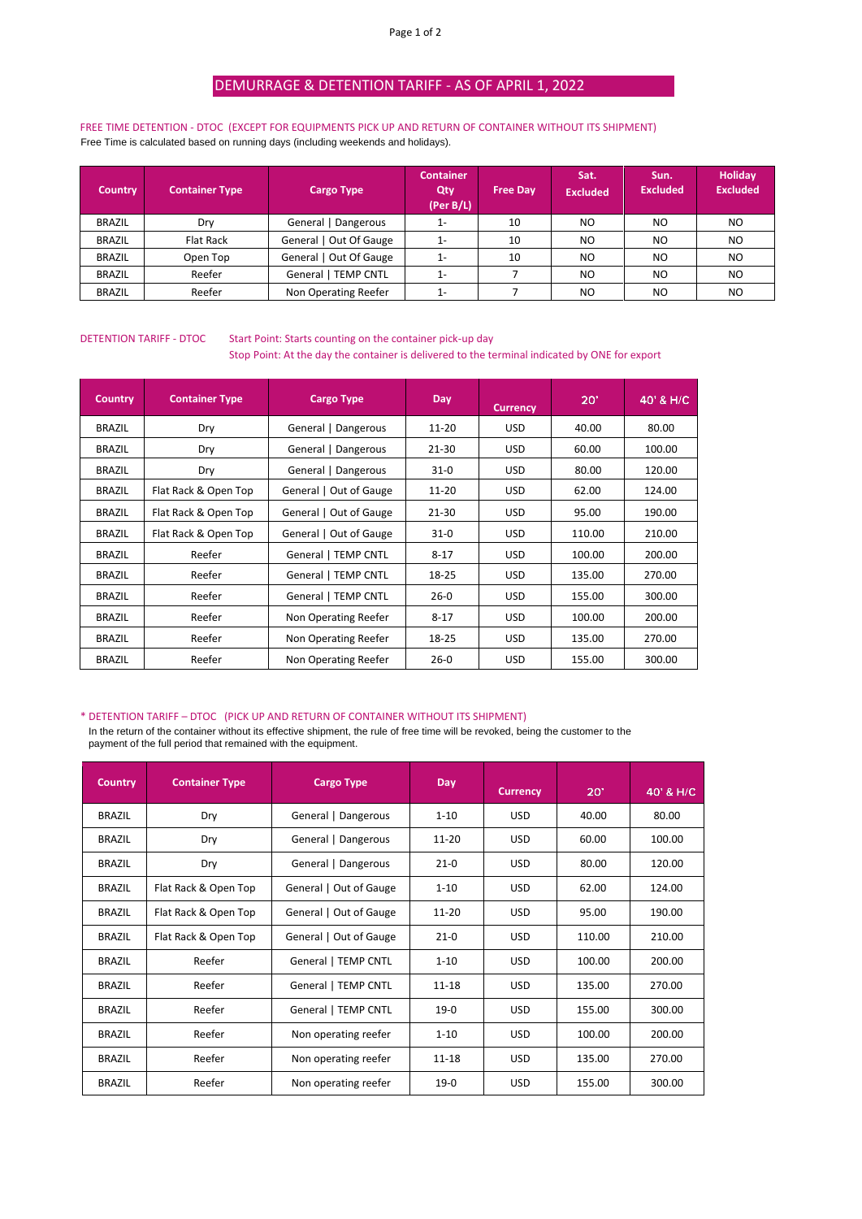# DEMURRAGE & DETENTION TARIFF - AS OF APRIL 1, 2022

## FREE TIME DETENTION - DTOC (EXCEPT FOR EQUIPMENTS PICK UP AND RETURN OF CONTAINER WITHOUT ITS SHIPMENT)

Free Time is calculated based on running days (including weekends and holidays).

| Country | Container Type | Cargo Type | Container Qty (Per B/L) | Free Day | Sat. Excluded | Sun. Excluded | Holiday Excluded |
|---|---|---|---|---|---|---|---|
| BRAZIL | Dry | General \| Dangerous | 1- | 10 | NO | NO | NO |
| BRAZIL | Flat Rack | General \| Out Of Gauge | 1- | 10 | NO | NO | NO |
| BRAZIL | Open Top | General \| Out Of Gauge | 1- | 10 | NO | NO | NO |
| BRAZIL | Reefer | General \| TEMP CNTL | 1- | 7 | NO | NO | NO |
| BRAZIL | Reefer | Non Operating Reefer | 1- | 7 | NO | NO | NO |

## DETENTION TARIFF - DTOC

Start Point: Starts counting on the container pick-up day

Stop Point: At the day the container is delivered to the terminal indicated by ONE for export

| Country | Container Type | Cargo Type | Day | Currency | 20' | 40' & H/C |
|---|---|---|---|---|---|---|
| BRAZIL | Dry | General \| Dangerous | 11-20 | USD | 40.00 | 80.00 |
| BRAZIL | Dry | General \| Dangerous | 21-30 | USD | 60.00 | 100.00 |
| BRAZIL | Dry | General \| Dangerous | 31-0 | USD | 80.00 | 120.00 |
| BRAZIL | Flat Rack & Open Top | General \| Out of Gauge | 11-20 | USD | 62.00 | 124.00 |
| BRAZIL | Flat Rack & Open Top | General \| Out of Gauge | 21-30 | USD | 95.00 | 190.00 |
| BRAZIL | Flat Rack & Open Top | General \| Out of Gauge | 31-0 | USD | 110.00 | 210.00 |
| BRAZIL | Reefer | General \| TEMP CNTL | 8-17 | USD | 100.00 | 200.00 |
| BRAZIL | Reefer | General \| TEMP CNTL | 18-25 | USD | 135.00 | 270.00 |
| BRAZIL | Reefer | General \| TEMP CNTL | 26-0 | USD | 155.00 | 300.00 |
| BRAZIL | Reefer | Non Operating Reefer | 8-17 | USD | 100.00 | 200.00 |
| BRAZIL | Reefer | Non Operating Reefer | 18-25 | USD | 135.00 | 270.00 |
| BRAZIL | Reefer | Non Operating Reefer | 26-0 | USD | 155.00 | 300.00 |

## * DETENTION TARIFF – DTOC (PICK UP AND RETURN OF CONTAINER WITHOUT ITS SHIPMENT)

In the return of the container without its effective shipment, the rule of free time will be revoked, being the customer to the payment of the full period that remained with the equipment.

| Country | Container Type | Cargo Type | Day | Currency | 20' | 40' & H/C |
|---|---|---|---|---|---|---|
| BRAZIL | Dry | General \| Dangerous | 1-10 | USD | 40.00 | 80.00 |
| BRAZIL | Dry | General \| Dangerous | 11-20 | USD | 60.00 | 100.00 |
| BRAZIL | Dry | General \| Dangerous | 21-0 | USD | 80.00 | 120.00 |
| BRAZIL | Flat Rack & Open Top | General \| Out of Gauge | 1-10 | USD | 62.00 | 124.00 |
| BRAZIL | Flat Rack & Open Top | General \| Out of Gauge | 11-20 | USD | 95.00 | 190.00 |
| BRAZIL | Flat Rack & Open Top | General \| Out of Gauge | 21-0 | USD | 110.00 | 210.00 |
| BRAZIL | Reefer | General \| TEMP CNTL | 1-10 | USD | 100.00 | 200.00 |
| BRAZIL | Reefer | General \| TEMP CNTL | 11-18 | USD | 135.00 | 270.00 |
| BRAZIL | Reefer | General \| TEMP CNTL | 19-0 | USD | 155.00 | 300.00 |
| BRAZIL | Reefer | Non operating reefer | 1-10 | USD | 100.00 | 200.00 |
| BRAZIL | Reefer | Non operating reefer | 11-18 | USD | 135.00 | 270.00 |
| BRAZIL | Reefer | Non operating reefer | 19-0 | USD | 155.00 | 300.00 |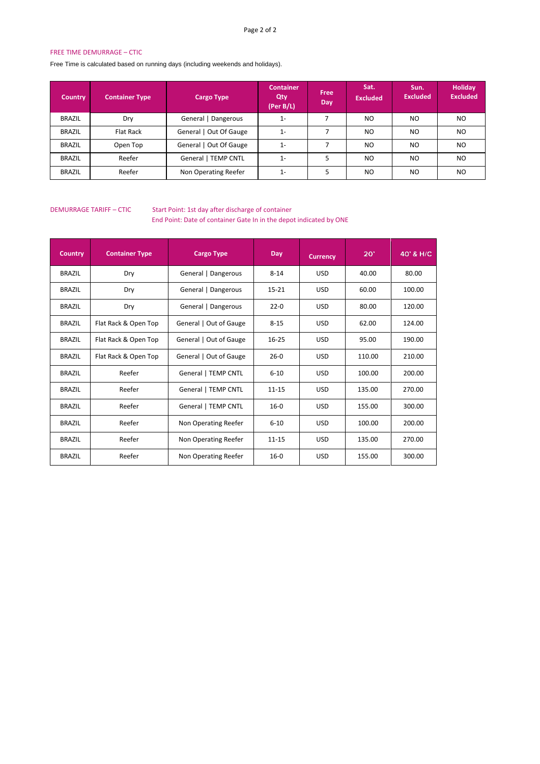## FREE TIME DEMURRAGE – CTIC

Free Time is calculated based on running days (including weekends and holidays).

| Country | Container Type | Cargo Type | Container Qty (Per B/L) | Free Day | Sat. Excluded | Sun. Excluded | Holiday Excluded |
|---|---|---|---|---|---|---|---|
| BRAZIL | Dry | General \| Dangerous | 1- | 7 | NO | NO | NO |
| BRAZIL | Flat Rack | General \| Out Of Gauge | 1- | 7 | NO | NO | NO |
| BRAZIL | Open Top | General \| Out Of Gauge | 1- | 7 | NO | NO | NO |
| BRAZIL | Reefer | General \| TEMP CNTL | 1- | 5 | NO | NO | NO |
| BRAZIL | Reefer | Non Operating Reefer | 1- | 5 | NO | NO | NO |

## DEMURRAGE TARIFF – CTIC

Start Point: 1st day after discharge of container
End Point: Date of container Gate In in the depot indicated by ONE

| Country | Container Type | Cargo Type | Day | Currency | 20' | 40' & H/C |
|---|---|---|---|---|---|---|
| BRAZIL | Dry | General \| Dangerous | 8-14 | USD | 40.00 | 80.00 |
| BRAZIL | Dry | General \| Dangerous | 15-21 | USD | 60.00 | 100.00 |
| BRAZIL | Dry | General \| Dangerous | 22-0 | USD | 80.00 | 120.00 |
| BRAZIL | Flat Rack & Open Top | General \| Out of Gauge | 8-15 | USD | 62.00 | 124.00 |
| BRAZIL | Flat Rack & Open Top | General \| Out of Gauge | 16-25 | USD | 95.00 | 190.00 |
| BRAZIL | Flat Rack & Open Top | General \| Out of Gauge | 26-0 | USD | 110.00 | 210.00 |
| BRAZIL | Reefer | General \| TEMP CNTL | 6-10 | USD | 100.00 | 200.00 |
| BRAZIL | Reefer | General \| TEMP CNTL | 11-15 | USD | 135.00 | 270.00 |
| BRAZIL | Reefer | General \| TEMP CNTL | 16-0 | USD | 155.00 | 300.00 |
| BRAZIL | Reefer | Non Operating Reefer | 6-10 | USD | 100.00 | 200.00 |
| BRAZIL | Reefer | Non Operating Reefer | 11-15 | USD | 135.00 | 270.00 |
| BRAZIL | Reefer | Non Operating Reefer | 16-0 | USD | 155.00 | 300.00 |